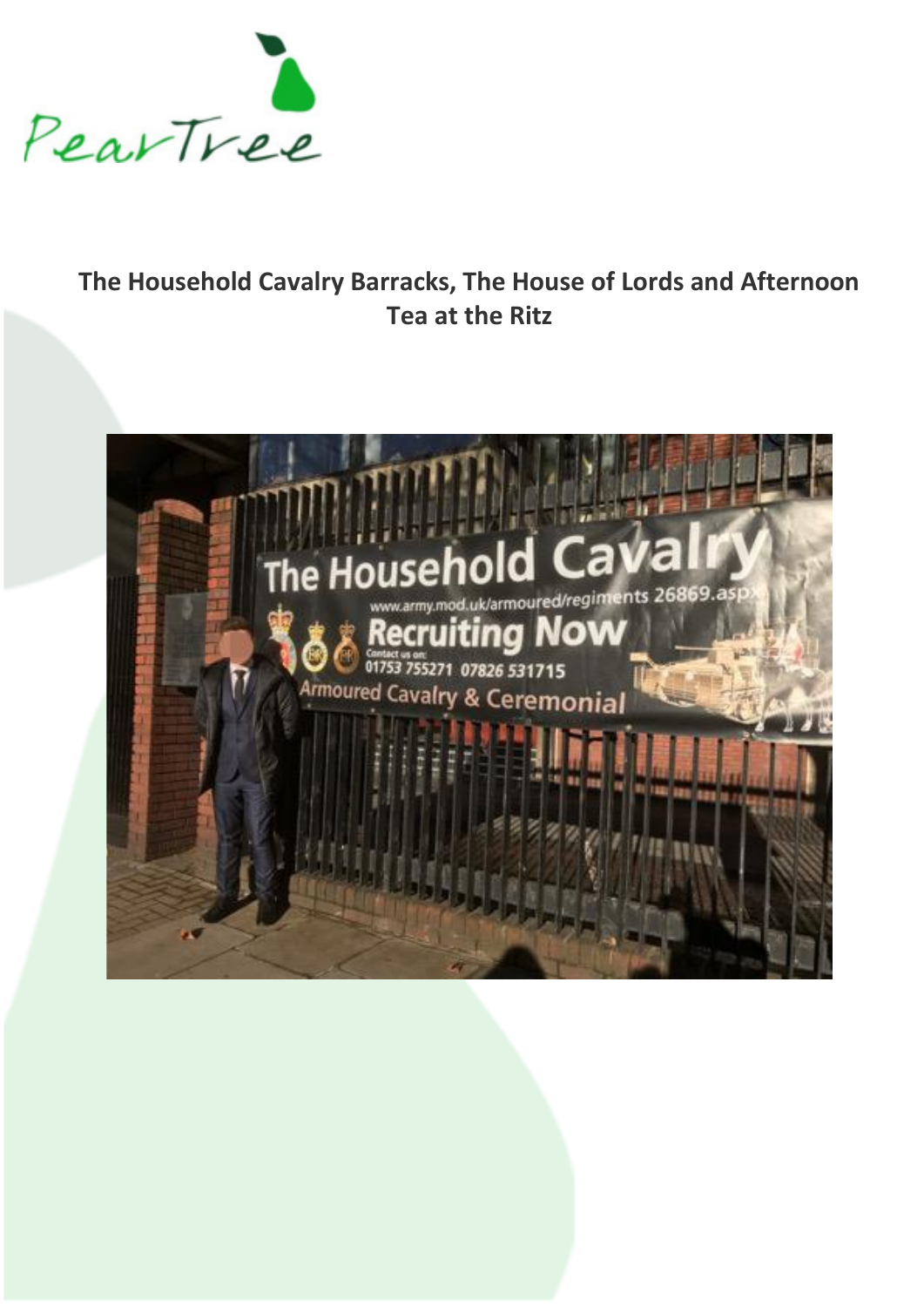# The Household Cavalry Barracks, The House of Lords and Afternoon Tea at the Ritz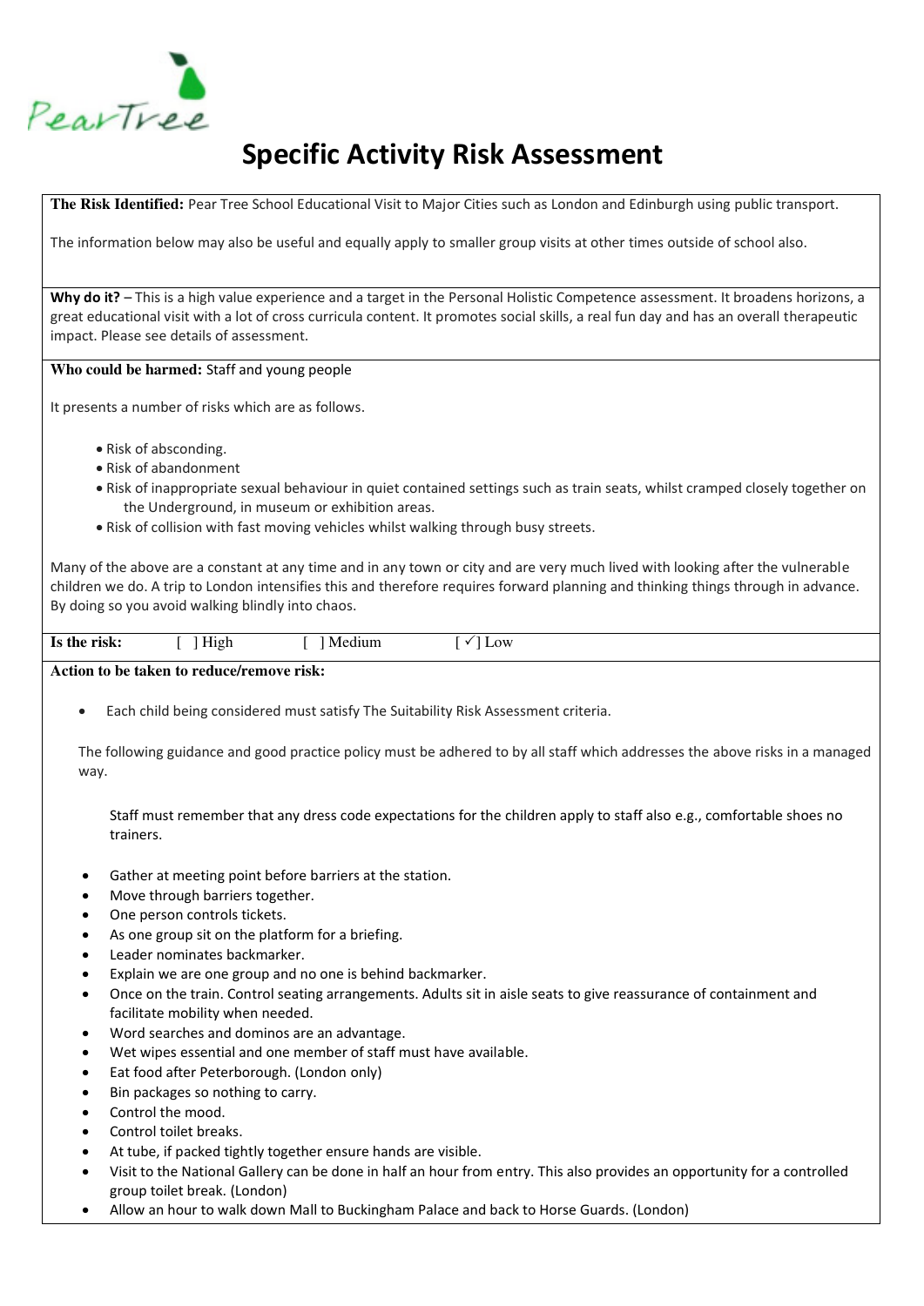# Specific Activity Risk Assessment

**The Risk Identified:** Pear Tree School Educational Visit to Major Cities such as London and Edinburgh using public transport.

The information below may also be useful and equally apply to smaller group visits at other times outside of school also.

**Why do it?** – This is a high value experience and a target in the Personal Holistic Competence assessment. It broadens horizons, a great educational visit with a lot of cross curricula content. It promotes social skills, a real fun day and has an overall therapeutic impact. Please see details of assessment.

**Who could be harmed:** Staff and young people

It presents a number of risks which are as follows.

- Risk of absconding.
- Risk of abandonment
- Risk of inappropriate sexual behaviour in quiet contained settings such as train seats, whilst cramped closely together on the Underground, in museum or exhibition areas.
- Risk of collision with fast moving vehicles whilst walking through busy streets.

Many of the above are a constant at any time and in any town or city and are very much lived with looking after the vulnerable children we do. A trip to London intensifies this and therefore requires forward planning and thinking things through in advance. By doing so you avoid walking blindly into chaos.

**Is the risk:** [ ] High [ ] Medium [✓] Low

**Action to be taken to reduce/remove risk:**

- Each child being considered must satisfy The Suitability Risk Assessment criteria.

The following guidance and good practice policy must be adhered to by all staff which addresses the above risks in a managed way.

Staff must remember that any dress code expectations for the children apply to staff also e.g., comfortable shoes no trainers.

- Gather at meeting point before barriers at the station.
- Move through barriers together.
- One person controls tickets.
- As one group sit on the platform for a briefing.
- Leader nominates backmarker.
- Explain we are one group and no one is behind backmarker.
- Once on the train. Control seating arrangements. Adults sit in aisle seats to give reassurance of containment and facilitate mobility when needed.
- Word searches and dominos are an advantage.
- Wet wipes essential and one member of staff must have available.
- Eat food after Peterborough. (London only)
- Bin packages so nothing to carry.
- Control the mood.
- Control toilet breaks.
- At tube, if packed tightly together ensure hands are visible.
- Visit to the National Gallery can be done in half an hour from entry. This also provides an opportunity for a controlled group toilet break. (London)
- Allow an hour to walk down Mall to Buckingham Palace and back to Horse Guards. (London)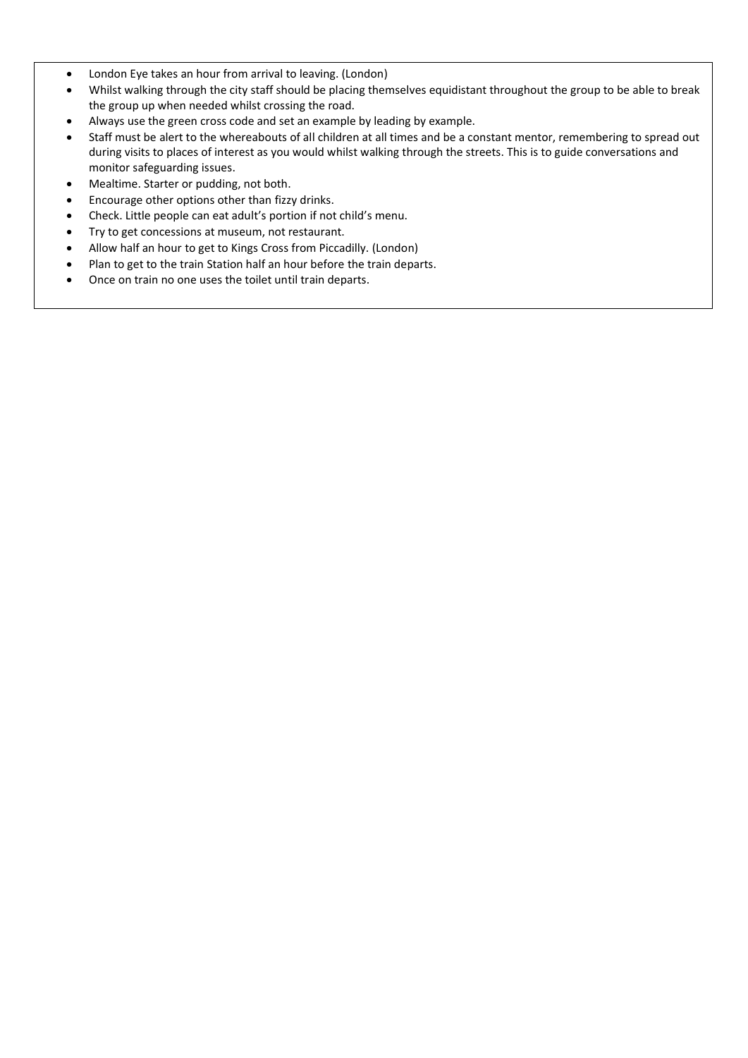- London Eye takes an hour from arrival to leaving. (London)
- Whilst walking through the city staff should be placing themselves equidistant throughout the group to be able to break the group up when needed whilst crossing the road.
- Always use the green cross code and set an example by leading by example.
- Staff must be alert to the whereabouts of all children at all times and be a constant mentor, remembering to spread out during visits to places of interest as you would whilst walking through the streets. This is to guide conversations and monitor safeguarding issues.
- Mealtime. Starter or pudding, not both.
- Encourage other options other than fizzy drinks.
- Check. Little people can eat adult's portion if not child's menu.
- Try to get concessions at museum, not restaurant.
- Allow half an hour to get to Kings Cross from Piccadilly. (London)
- Plan to get to the train Station half an hour before the train departs.
- Once on train no one uses the toilet until train departs.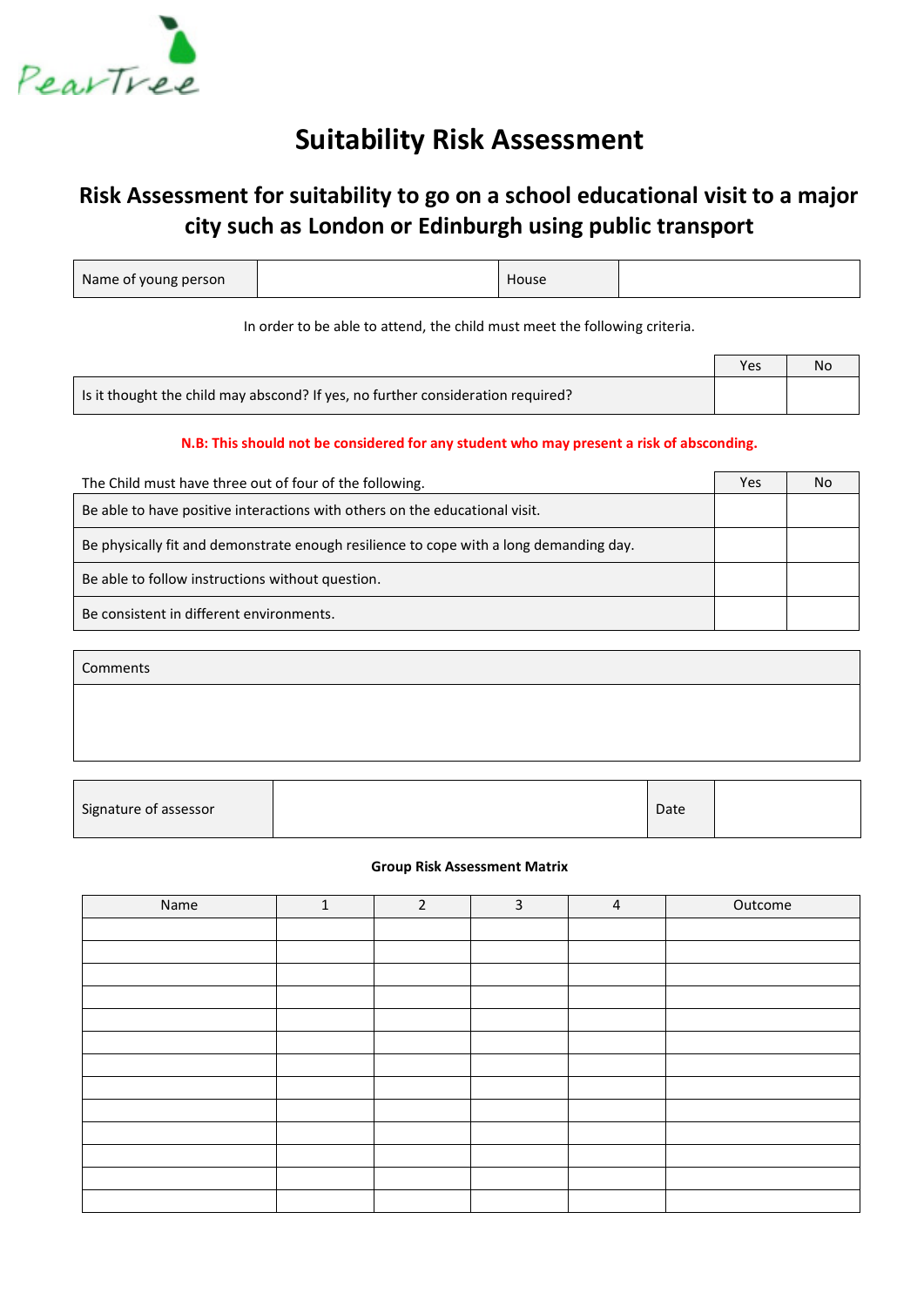PearTree

# Suitability Risk Assessment

## Risk Assessment for suitability to go on a school educational visit to a major city such as London or Edinburgh using public transport

| Name of young person | | House | |
|---|---|---|---|

In order to be able to attend, the child must meet the following criteria.

| | Yes | No |
|---|---|---|
| Is it thought the child may abscond? If yes, no further consideration required? | | |

**N.B: This should not be considered for any student who may present a risk of absconding.**

| The Child must have three out of four of the following. | Yes | No |
|---|---|---|
| Be able to have positive interactions with others on the educational visit. | | |
| Be physically fit and demonstrate enough resilience to cope with a long demanding day. | | |
| Be able to follow instructions without question. | | |
| Be consistent in different environments. | | |

| Comments |
|---|
| |

| Signature of assessor | | Date | |
|---|---|---|---|

**Group Risk Assessment Matrix**

| Name | 1 | 2 | 3 | 4 | Outcome |
|---|---|---|---|---|---|
| | | | | | |
| | | | | | |
| | | | | | |
| | | | | | |
| | | | | | |
| | | | | | |
| | | | | | |
| | | | | | |
| | | | | | |
| | | | | | |
| | | | | | |
| | | | | | |
| | | | | | |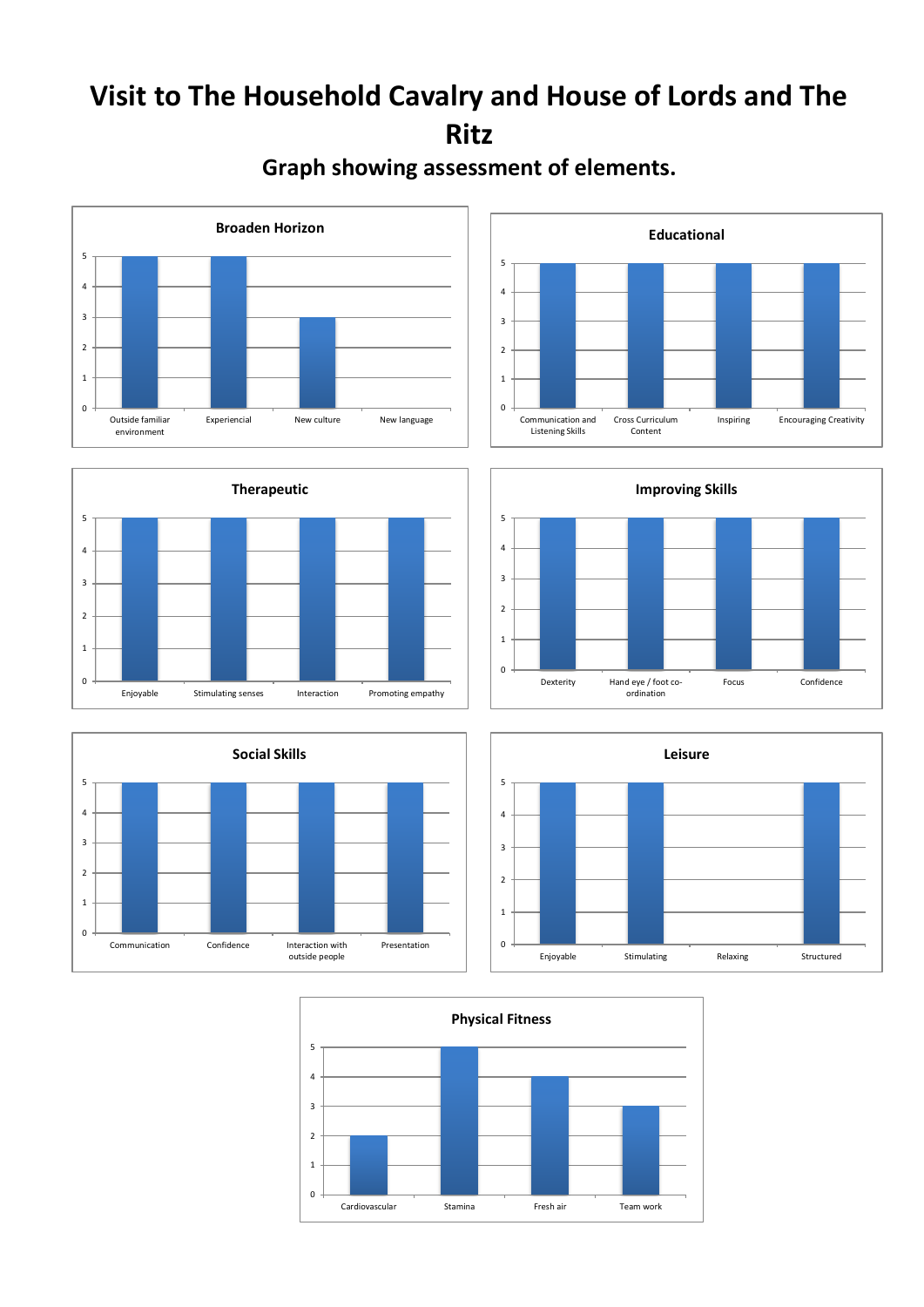# Visit to The Household Cavalry and House of Lords and The Ritz

## Graph showing assessment of elements.

### Broaden Horizon

| Element | Score |
|---|---|
| Outside familiar environment | 5 |
| Experiencial | 5 |
| New culture | 3 |
| New language | 0 |

### Educational

| Element | Score |
|---|---|
| Communication and Listening Skills | 5 |
| Cross Curriculum Content | 5 |
| Inspiring | 5 |
| Encouraging Creativity | 5 |

### Therapeutic

| Element | Score |
|---|---|
| Enjoyable | 5 |
| Stimulating senses | 5 |
| Interaction | 5 |
| Promoting empathy | 5 |

### Improving Skills

| Element | Score |
|---|---|
| Dexterity | 5 |
| Hand eye / foot co-ordination | 5 |
| Focus | 5 |
| Confidence | 5 |

### Social Skills

| Element | Score |
|---|---|
| Communication | 5 |
| Confidence | 5 |
| Interaction with outside people | 5 |
| Presentation | 5 |

### Leisure

| Element | Score |
|---|---|
| Enjoyable | 5 |
| Stimulating | 5 |
| Relaxing | 0 |
| Structured | 5 |

### Physical Fitness

| Element | Score |
|---|---|
| Cardiovascular | 2 |
| Stamina | 5 |
| Fresh air | 4 |
| Team work | 3 |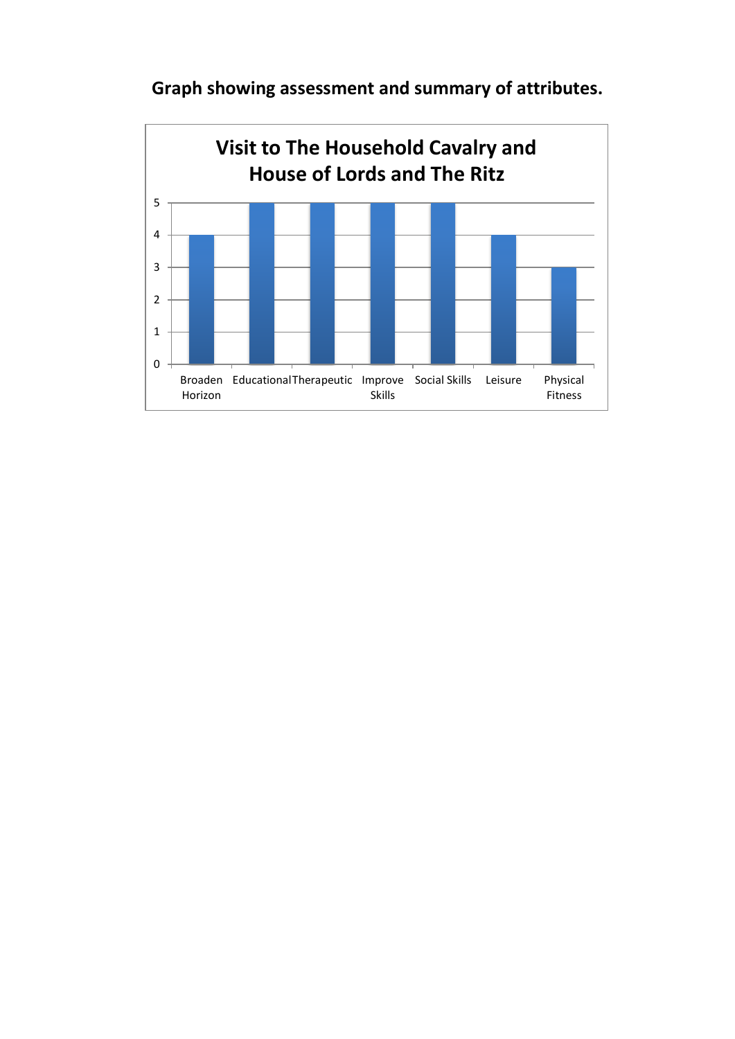**Graph showing assessment and summary of attributes.**

**Visit to The Household Cavalry and House of Lords and The Ritz**

| Attribute | Score |
| --- | --- |
| Broaden Horizon | 4 |
| Educational | 5 |
| Therapeutic | 5 |
| Improve Skills | 5 |
| Social Skills | 5 |
| Leisure | 4 |
| Physical Fitness | 3 |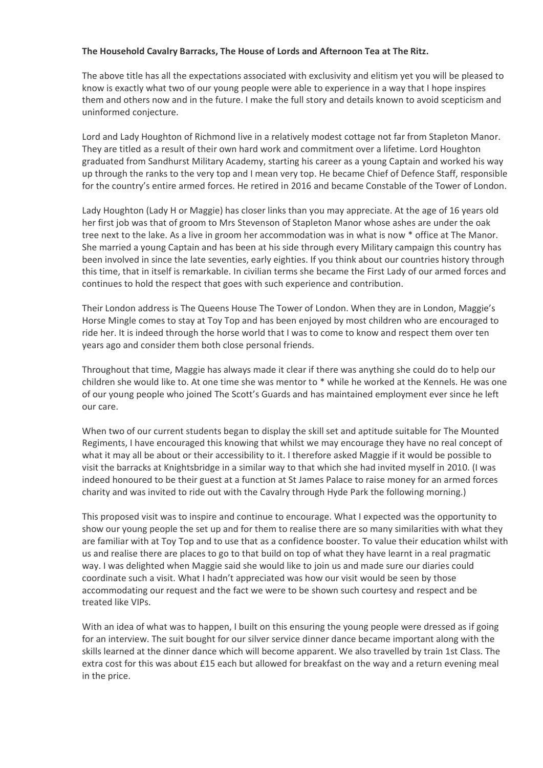**The Household Cavalry Barracks, The House of Lords and Afternoon Tea at The Ritz.**

The above title has all the expectations associated with exclusivity and elitism yet you will be pleased to know is exactly what two of our young people were able to experience in a way that I hope inspires them and others now and in the future. I make the full story and details known to avoid scepticism and uninformed conjecture.

Lord and Lady Houghton of Richmond live in a relatively modest cottage not far from Stapleton Manor. They are titled as a result of their own hard work and commitment over a lifetime. Lord Houghton graduated from Sandhurst Military Academy, starting his career as a young Captain and worked his way up through the ranks to the very top and I mean very top. He became Chief of Defence Staff, responsible for the country's entire armed forces. He retired in 2016 and became Constable of the Tower of London.

Lady Houghton (Lady H or Maggie) has closer links than you may appreciate. At the age of 16 years old her first job was that of groom to Mrs Stevenson of Stapleton Manor whose ashes are under the oak tree next to the lake. As a live in groom her accommodation was in what is now * office at The Manor. She married a young Captain and has been at his side through every Military campaign this country has been involved in since the late seventies, early eighties. If you think about our countries history through this time, that in itself is remarkable. In civilian terms she became the First Lady of our armed forces and continues to hold the respect that goes with such experience and contribution.

Their London address is The Queens House The Tower of London. When they are in London, Maggie's Horse Mingle comes to stay at Toy Top and has been enjoyed by most children who are encouraged to ride her. It is indeed through the horse world that I was to come to know and respect them over ten years ago and consider them both close personal friends.

Throughout that time, Maggie has always made it clear if there was anything she could do to help our children she would like to. At one time she was mentor to * while he worked at the Kennels. He was one of our young people who joined The Scott's Guards and has maintained employment ever since he left our care.

When two of our current students began to display the skill set and aptitude suitable for The Mounted Regiments, I have encouraged this knowing that whilst we may encourage they have no real concept of what it may all be about or their accessibility to it. I therefore asked Maggie if it would be possible to visit the barracks at Knightsbridge in a similar way to that which she had invited myself in 2010. (I was indeed honoured to be their guest at a function at St James Palace to raise money for an armed forces charity and was invited to ride out with the Cavalry through Hyde Park the following morning.)

This proposed visit was to inspire and continue to encourage. What I expected was the opportunity to show our young people the set up and for them to realise there are so many similarities with what they are familiar with at Toy Top and to use that as a confidence booster. To value their education whilst with us and realise there are places to go to that build on top of what they have learnt in a real pragmatic way. I was delighted when Maggie said she would like to join us and made sure our diaries could coordinate such a visit. What I hadn't appreciated was how our visit would be seen by those accommodating our request and the fact we were to be shown such courtesy and respect and be treated like VIPs.

With an idea of what was to happen, I built on this ensuring the young people were dressed as if going for an interview. The suit bought for our silver service dinner dance became important along with the skills learned at the dinner dance which will become apparent. We also travelled by train 1st Class. The extra cost for this was about £15 each but allowed for breakfast on the way and a return evening meal in the price.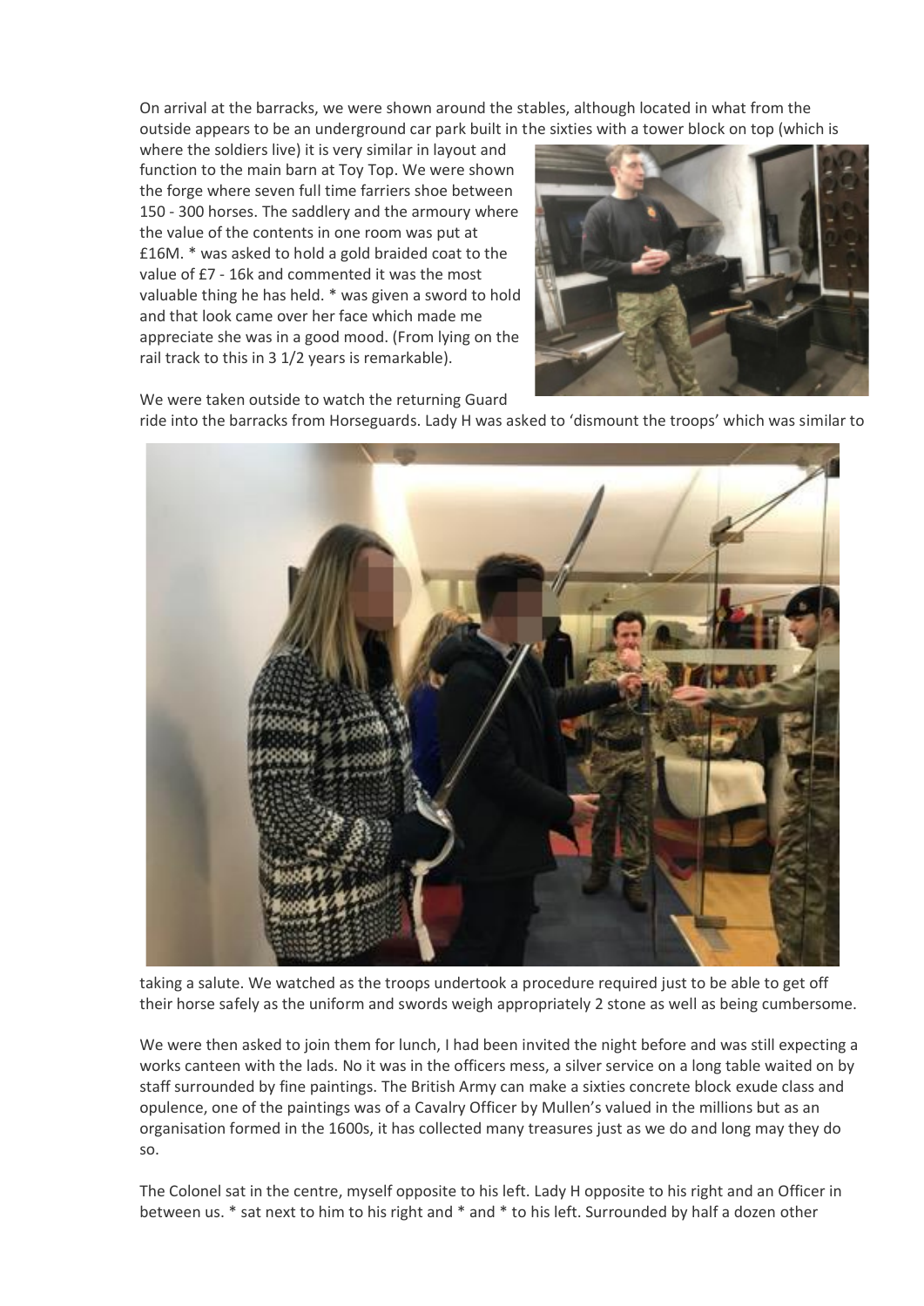On arrival at the barracks, we were shown around the stables, although located in what from the outside appears to be an underground car park built in the sixties with a tower block on top (which is where the soldiers live) it is very similar in layout and function to the main barn at Toy Top. We were shown the forge where seven full time farriers shoe between 150 - 300 horses. The saddlery and the armoury where the value of the contents in one room was put at £16M. * was asked to hold a gold braided coat to the value of £7 - 16k and commented it was the most valuable thing he has held. * was given a sword to hold and that look came over her face which made me appreciate she was in a good mood. (From lying on the rail track to this in 3 1/2 years is remarkable).

We were taken outside to watch the returning Guard ride into the barracks from Horseguards. Lady H was asked to 'dismount the troops' which was similar to taking a salute. We watched as the troops undertook a procedure required just to be able to get off their horse safely as the uniform and swords weigh appropriately 2 stone as well as being cumbersome.

We were then asked to join them for lunch, I had been invited the night before and was still expecting a works canteen with the lads. No it was in the officers mess, a silver service on a long table waited on by staff surrounded by fine paintings. The British Army can make a sixties concrete block exude class and opulence, one of the paintings was of a Cavalry Officer by Mullen's valued in the millions but as an organisation formed in the 1600s, it has collected many treasures just as we do and long may they do so.

The Colonel sat in the centre, myself opposite to his left. Lady H opposite to his right and an Officer in between us. * sat next to him to his right and * and * to his left. Surrounded by half a dozen other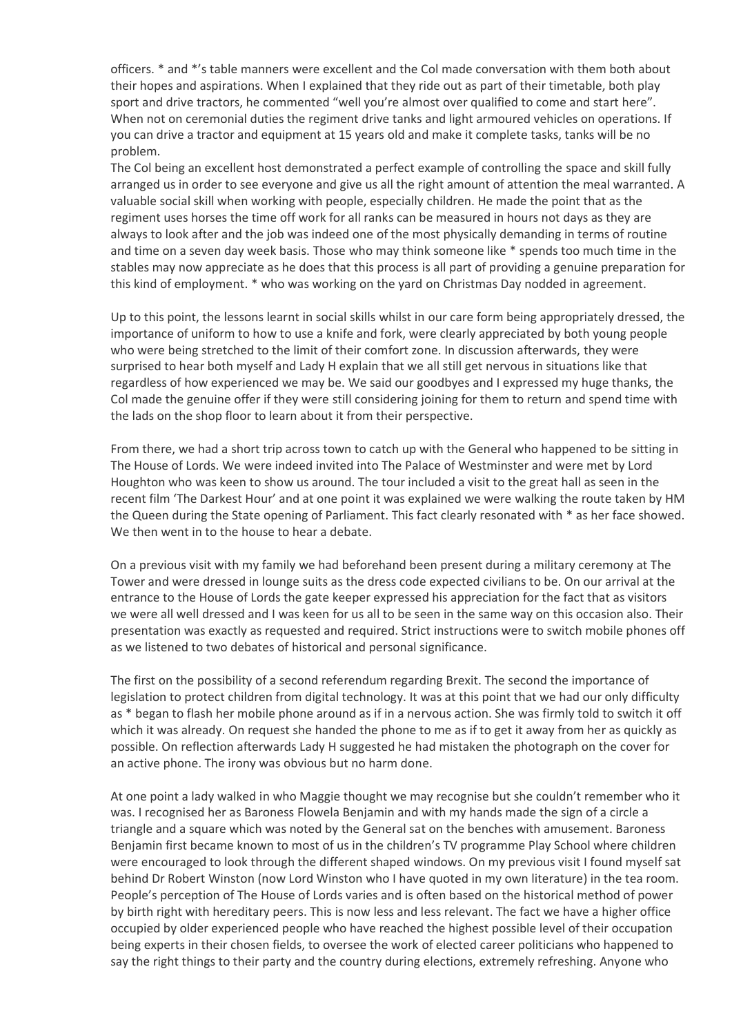officers. * and *'s table manners were excellent and the Col made conversation with them both about their hopes and aspirations. When I explained that they ride out as part of their timetable, both play sport and drive tractors, he commented "well you're almost over qualified to come and start here". When not on ceremonial duties the regiment drive tanks and light armoured vehicles on operations. If you can drive a tractor and equipment at 15 years old and make it complete tasks, tanks will be no problem.

The Col being an excellent host demonstrated a perfect example of controlling the space and skill fully arranged us in order to see everyone and give us all the right amount of attention the meal warranted. A valuable social skill when working with people, especially children. He made the point that as the regiment uses horses the time off work for all ranks can be measured in hours not days as they are always to look after and the job was indeed one of the most physically demanding in terms of routine and time on a seven day week basis. Those who may think someone like * spends too much time in the stables may now appreciate as he does that this process is all part of providing a genuine preparation for this kind of employment. * who was working on the yard on Christmas Day nodded in agreement.

Up to this point, the lessons learnt in social skills whilst in our care form being appropriately dressed, the importance of uniform to how to use a knife and fork, were clearly appreciated by both young people who were being stretched to the limit of their comfort zone. In discussion afterwards, they were surprised to hear both myself and Lady H explain that we all still get nervous in situations like that regardless of how experienced we may be. We said our goodbyes and I expressed my huge thanks, the Col made the genuine offer if they were still considering joining for them to return and spend time with the lads on the shop floor to learn about it from their perspective.

From there, we had a short trip across town to catch up with the General who happened to be sitting in The House of Lords. We were indeed invited into The Palace of Westminster and were met by Lord Houghton who was keen to show us around. The tour included a visit to the great hall as seen in the recent film 'The Darkest Hour' and at one point it was explained we were walking the route taken by HM the Queen during the State opening of Parliament. This fact clearly resonated with * as her face showed. We then went in to the house to hear a debate.

On a previous visit with my family we had beforehand been present during a military ceremony at The Tower and were dressed in lounge suits as the dress code expected civilians to be. On our arrival at the entrance to the House of Lords the gate keeper expressed his appreciation for the fact that as visitors we were all well dressed and I was keen for us all to be seen in the same way on this occasion also. Their presentation was exactly as requested and required. Strict instructions were to switch mobile phones off as we listened to two debates of historical and personal significance.

The first on the possibility of a second referendum regarding Brexit. The second the importance of legislation to protect children from digital technology. It was at this point that we had our only difficulty as * began to flash her mobile phone around as if in a nervous action. She was firmly told to switch it off which it was already. On request she handed the phone to me as if to get it away from her as quickly as possible. On reflection afterwards Lady H suggested he had mistaken the photograph on the cover for an active phone. The irony was obvious but no harm done.

At one point a lady walked in who Maggie thought we may recognise but she couldn't remember who it was. I recognised her as Baroness Flowela Benjamin and with my hands made the sign of a circle a triangle and a square which was noted by the General sat on the benches with amusement. Baroness Benjamin first became known to most of us in the children's TV programme Play School where children were encouraged to look through the different shaped windows. On my previous visit I found myself sat behind Dr Robert Winston (now Lord Winston who I have quoted in my own literature) in the tea room. People's perception of The House of Lords varies and is often based on the historical method of power by birth right with hereditary peers. This is now less and less relevant. The fact we have a higher office occupied by older experienced people who have reached the highest possible level of their occupation being experts in their chosen fields, to oversee the work of elected career politicians who happened to say the right things to their party and the country during elections, extremely refreshing. Anyone who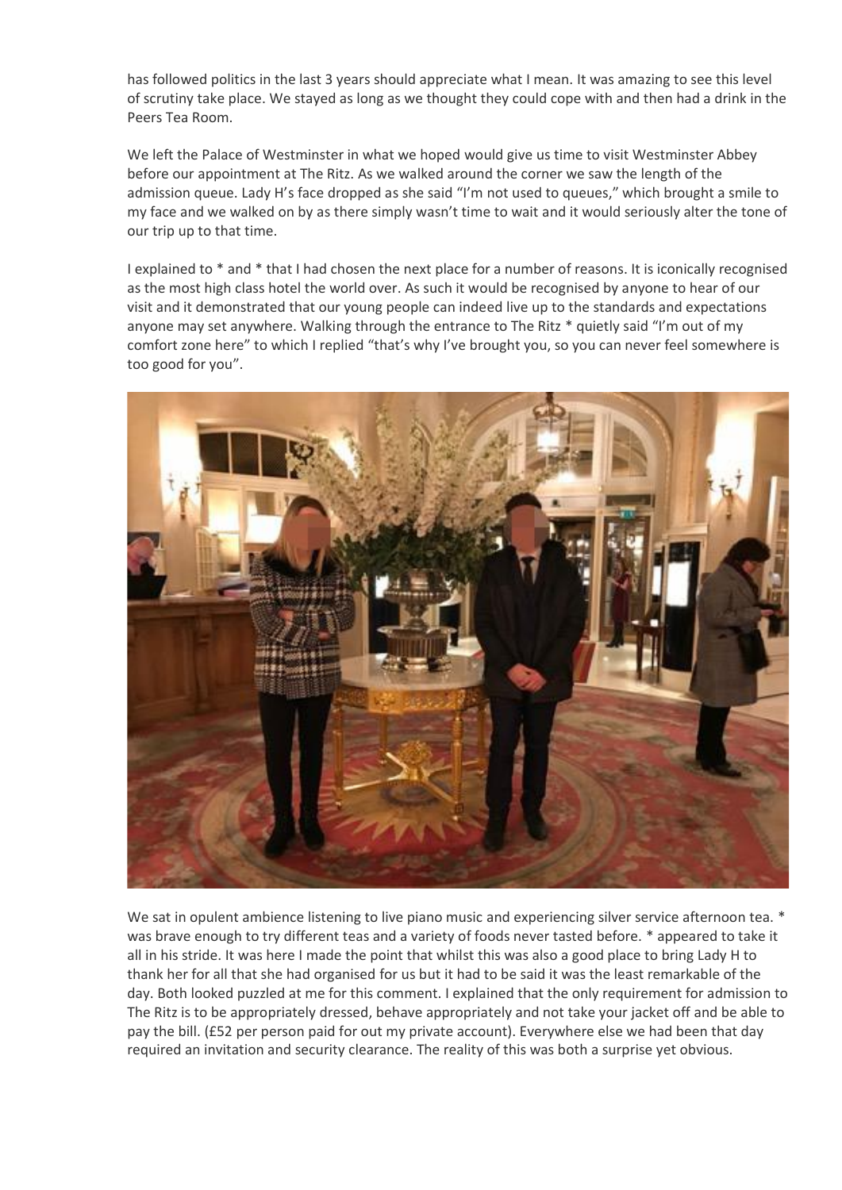has followed politics in the last 3 years should appreciate what I mean. It was amazing to see this level of scrutiny take place. We stayed as long as we thought they could cope with and then had a drink in the Peers Tea Room.

We left the Palace of Westminster in what we hoped would give us time to visit Westminster Abbey before our appointment at The Ritz. As we walked around the corner we saw the length of the admission queue. Lady H's face dropped as she said "I'm not used to queues," which brought a smile to my face and we walked on by as there simply wasn't time to wait and it would seriously alter the tone of our trip up to that time.

I explained to * and * that I had chosen the next place for a number of reasons. It is iconically recognised as the most high class hotel the world over. As such it would be recognised by anyone to hear of our visit and it demonstrated that our young people can indeed live up to the standards and expectations anyone may set anywhere. Walking through the entrance to The Ritz * quietly said "I'm out of my comfort zone here" to which I replied "that's why I've brought you, so you can never feel somewhere is too good for you".

We sat in opulent ambience listening to live piano music and experiencing silver service afternoon tea. * was brave enough to try different teas and a variety of foods never tasted before. * appeared to take it all in his stride. It was here I made the point that whilst this was also a good place to bring Lady H to thank her for all that she had organised for us but it had to be said it was the least remarkable of the day. Both looked puzzled at me for this comment. I explained that the only requirement for admission to The Ritz is to be appropriately dressed, behave appropriately and not take your jacket off and be able to pay the bill. (£52 per person paid for out my private account). Everywhere else we had been that day required an invitation and security clearance. The reality of this was both a surprise yet obvious.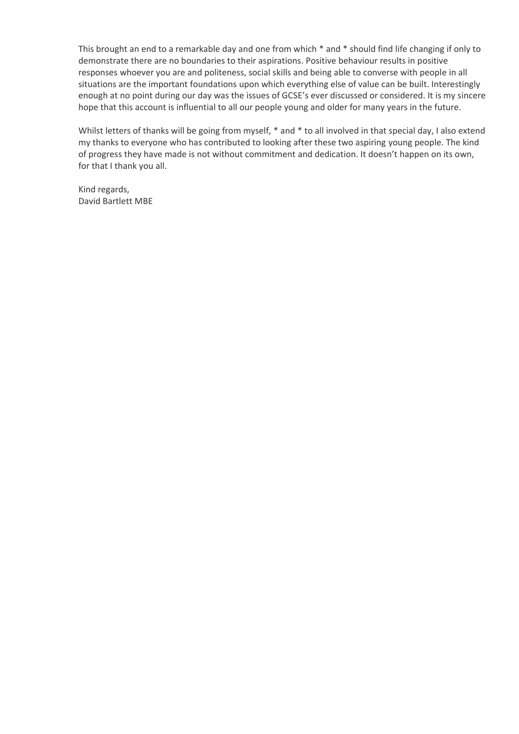This brought an end to a remarkable day and one from which * and * should find life changing if only to demonstrate there are no boundaries to their aspirations. Positive behaviour results in positive responses whoever you are and politeness, social skills and being able to converse with people in all situations are the important foundations upon which everything else of value can be built. Interestingly enough at no point during our day was the issues of GCSE's ever discussed or considered. It is my sincere hope that this account is influential to all our people young and older for many years in the future.

Whilst letters of thanks will be going from myself, * and * to all involved in that special day, I also extend my thanks to everyone who has contributed to looking after these two aspiring young people. The kind of progress they have made is not without commitment and dedication. It doesn't happen on its own, for that I thank you all.

Kind regards,
David Bartlett MBE